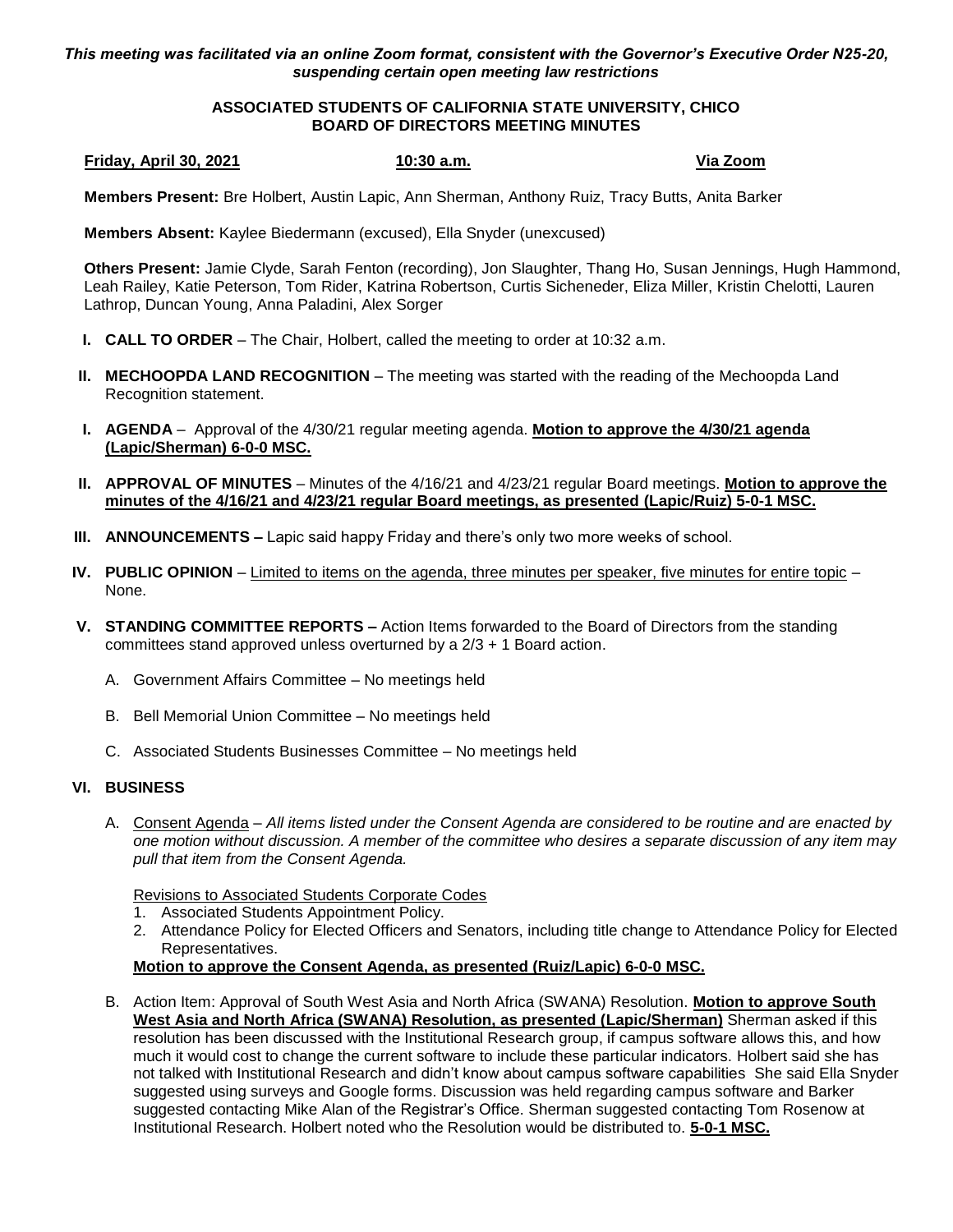*This meeting was facilitated via an online Zoom format, consistent with the Governor's Executive Order N25-20, suspending certain open meeting law restrictions*

**ASSOCIATED STUDENTS OF CALIFORNIA STATE UNIVERSITY, CHICO**
**BOARD OF DIRECTORS MEETING MINUTES**

**Friday, April 30, 2021** **10:30 a.m.** **Via Zoom**

**Members Present:** Bre Holbert, Austin Lapic, Ann Sherman, Anthony Ruiz, Tracy Butts, Anita Barker

**Members Absent:** Kaylee Biedermann (excused), Ella Snyder (unexcused)

**Others Present:** Jamie Clyde, Sarah Fenton (recording), Jon Slaughter, Thang Ho, Susan Jennings, Hugh Hammond, Leah Railey, Katie Peterson, Tom Rider, Katrina Robertson, Curtis Sicheneder, Eliza Miller, Kristin Chelotti, Lauren Lathrop, Duncan Young, Anna Paladini, Alex Sorger

I. **CALL TO ORDER** – The Chair, Holbert, called the meeting to order at 10:32 a.m.

II. **MECHOOPDA LAND RECOGNITION** – The meeting was started with the reading of the Mechoopda Land Recognition statement.

I. **AGENDA** – Approval of the 4/30/21 regular meeting agenda. **Motion to approve the 4/30/21 agenda (Lapic/Sherman) 6-0-0 MSC.**

II. **APPROVAL OF MINUTES** – Minutes of the 4/16/21 and 4/23/21 regular Board meetings. **Motion to approve the minutes of the 4/16/21 and 4/23/21 regular Board meetings, as presented (Lapic/Ruiz) 5-0-1 MSC.**

III. **ANNOUNCEMENTS –** Lapic said happy Friday and there's only two more weeks of school.

IV. **PUBLIC OPINION** – Limited to items on the agenda, three minutes per speaker, five minutes for entire topic – None.

V. **STANDING COMMITTEE REPORTS –** Action Items forwarded to the Board of Directors from the standing committees stand approved unless overturned by a 2/3 + 1 Board action.

   A. Government Affairs Committee – No meetings held

   B. Bell Memorial Union Committee – No meetings held

   C. Associated Students Businesses Committee – No meetings held

VI. **BUSINESS**

   A. Consent Agenda – *All items listed under the Consent Agenda are considered to be routine and are enacted by one motion without discussion. A member of the committee who desires a separate discussion of any item may pull that item from the Consent Agenda.*

   Revisions to Associated Students Corporate Codes
   1. Associated Students Appointment Policy.
   2. Attendance Policy for Elected Officers and Senators, including title change to Attendance Policy for Elected Representatives.

   **Motion to approve the Consent Agenda, as presented (Ruiz/Lapic) 6-0-0 MSC.**

   B. Action Item: Approval of South West Asia and North Africa (SWANA) Resolution. **Motion to approve South West Asia and North Africa (SWANA) Resolution, as presented (Lapic/Sherman)** Sherman asked if this resolution has been discussed with the Institutional Research group, if campus software allows this, and how much it would cost to change the current software to include these particular indicators. Holbert said she has not talked with Institutional Research and didn't know about campus software capabilities She said Ella Snyder suggested using surveys and Google forms. Discussion was held regarding campus software and Barker suggested contacting Mike Alan of the Registrar's Office. Sherman suggested contacting Tom Rosenow at Institutional Research. Holbert noted who the Resolution would be distributed to. **5-0-1 MSC.**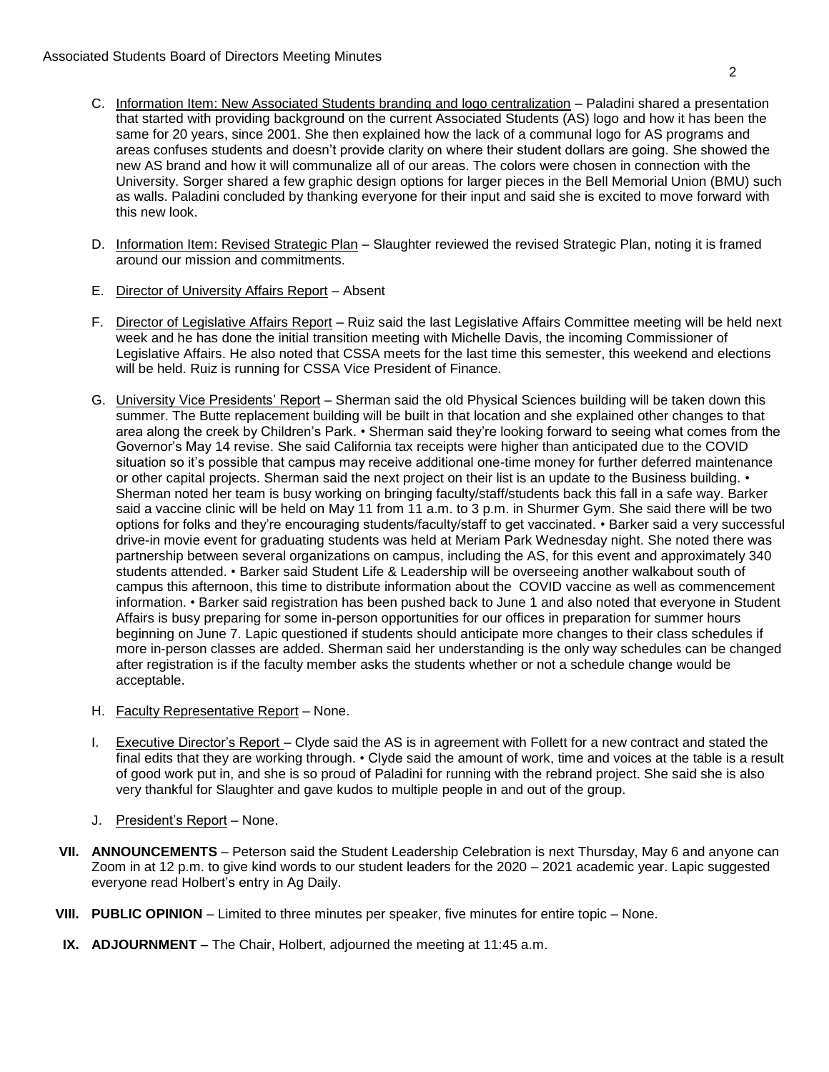C. Information Item: New Associated Students branding and logo centralization – Paladini shared a presentation that started with providing background on the current Associated Students (AS) logo and how it has been the same for 20 years, since 2001. She then explained how the lack of a communal logo for AS programs and areas confuses students and doesn't provide clarity on where their student dollars are going. She showed the new AS brand and how it will communalize all of our areas. The colors were chosen in connection with the University. Sorger shared a few graphic design options for larger pieces in the Bell Memorial Union (BMU) such as walls. Paladini concluded by thanking everyone for their input and said she is excited to move forward with this new look.

D. Information Item: Revised Strategic Plan – Slaughter reviewed the revised Strategic Plan, noting it is framed around our mission and commitments.

E. Director of University Affairs Report – Absent

F. Director of Legislative Affairs Report – Ruiz said the last Legislative Affairs Committee meeting will be held next week and he has done the initial transition meeting with Michelle Davis, the incoming Commissioner of Legislative Affairs. He also noted that CSSA meets for the last time this semester, this weekend and elections will be held. Ruiz is running for CSSA Vice President of Finance.

G. University Vice Presidents' Report – Sherman said the old Physical Sciences building will be taken down this summer. The Butte replacement building will be built in that location and she explained other changes to that area along the creek by Children's Park. • Sherman said they're looking forward to seeing what comes from the Governor's May 14 revise. She said California tax receipts were higher than anticipated due to the COVID situation so it's possible that campus may receive additional one-time money for further deferred maintenance or other capital projects. Sherman said the next project on their list is an update to the Business building. • Sherman noted her team is busy working on bringing faculty/staff/students back this fall in a safe way. Barker said a vaccine clinic will be held on May 11 from 11 a.m. to 3 p.m. in Shurmer Gym. She said there will be two options for folks and they're encouraging students/faculty/staff to get vaccinated. • Barker said a very successful drive-in movie event for graduating students was held at Meriam Park Wednesday night. She noted there was partnership between several organizations on campus, including the AS, for this event and approximately 340 students attended. • Barker said Student Life & Leadership will be overseeing another walkabout south of campus this afternoon, this time to distribute information about the COVID vaccine as well as commencement information. • Barker said registration has been pushed back to June 1 and also noted that everyone in Student Affairs is busy preparing for some in-person opportunities for our offices in preparation for summer hours beginning on June 7. Lapic questioned if students should anticipate more changes to their class schedules if more in-person classes are added. Sherman said her understanding is the only way schedules can be changed after registration is if the faculty member asks the students whether or not a schedule change would be acceptable.

H. Faculty Representative Report – None.

I. Executive Director's Report – Clyde said the AS is in agreement with Follett for a new contract and stated the final edits that they are working through. • Clyde said the amount of work, time and voices at the table is a result of good work put in, and she is so proud of Paladini for running with the rebrand project. She said she is also very thankful for Slaughter and gave kudos to multiple people in and out of the group.

J. President's Report – None.

**VII. ANNOUNCEMENTS** – Peterson said the Student Leadership Celebration is next Thursday, May 6 and anyone can Zoom in at 12 p.m. to give kind words to our student leaders for the 2020 – 2021 academic year. Lapic suggested everyone read Holbert's entry in Ag Daily.

**VIII. PUBLIC OPINION** – Limited to three minutes per speaker, five minutes for entire topic – None.

**IX. ADJOURNMENT –** The Chair, Holbert, adjourned the meeting at 11:45 a.m.